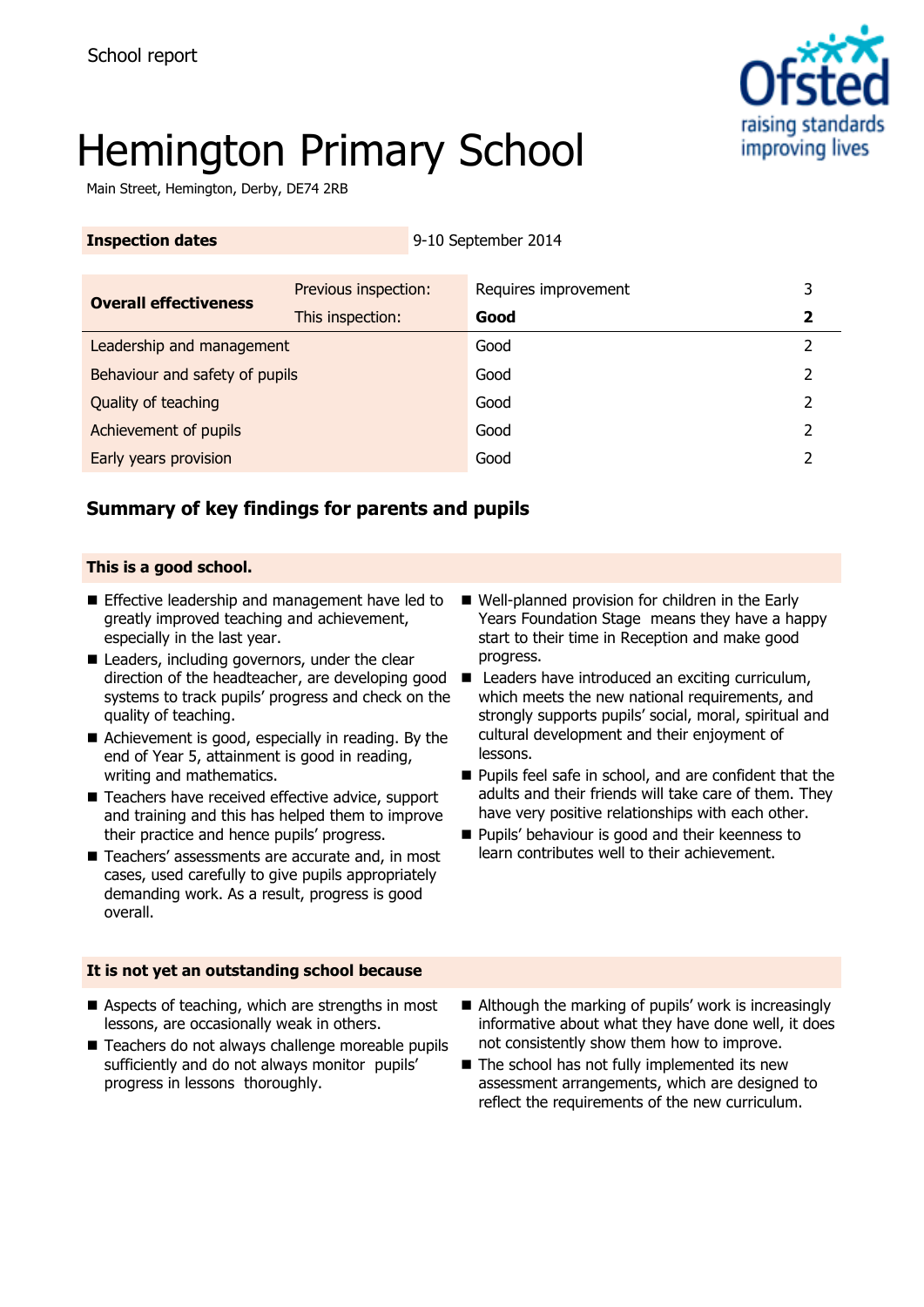School report

# Hemington Primary School

Main Street, Hemington, Derby, DE74 2RB

| **Inspection dates** | 9-10 September 2014 |
|---|---|

| **Overall effectiveness** | Previous inspection: | Requires improvement | 3 |
|---|---|---|---|
| | This inspection: | **Good** | **2** |
| Leadership and management | | Good | 2 |
| Behaviour and safety of pupils | | Good | 2 |
| Quality of teaching | | Good | 2 |
| Achievement of pupils | | Good | 2 |
| Early years provision | | Good | 2 |

## Summary of key findings for parents and pupils

### This is a good school.

- Effective leadership and management have led to greatly improved teaching and achievement, especially in the last year.
- Leaders, including governors, under the clear direction of the headteacher, are developing good systems to track pupils' progress and check on the quality of teaching.
- Achievement is good, especially in reading. By the end of Year 5, attainment is good in reading, writing and mathematics.
- Teachers have received effective advice, support and training and this has helped them to improve their practice and hence pupils' progress.
- Teachers' assessments are accurate and, in most cases, used carefully to give pupils appropriately demanding work. As a result, progress is good overall.
- Well-planned provision for children in the Early Years Foundation Stage means they have a happy start to their time in Reception and make good progress.
- Leaders have introduced an exciting curriculum, which meets the new national requirements, and strongly supports pupils' social, moral, spiritual and cultural development and their enjoyment of lessons.
- Pupils feel safe in school, and are confident that the adults and their friends will take care of them. They have very positive relationships with each other.
- Pupils' behaviour is good and their keenness to learn contributes well to their achievement.

### It is not yet an outstanding school because

- Aspects of teaching, which are strengths in most lessons, are occasionally weak in others.
- Teachers do not always challenge moreable pupils sufficiently and do not always monitor pupils' progress in lessons thoroughly.
- Although the marking of pupils' work is increasingly informative about what they have done well, it does not consistently show them how to improve.
- The school has not fully implemented its new assessment arrangements, which are designed to reflect the requirements of the new curriculum.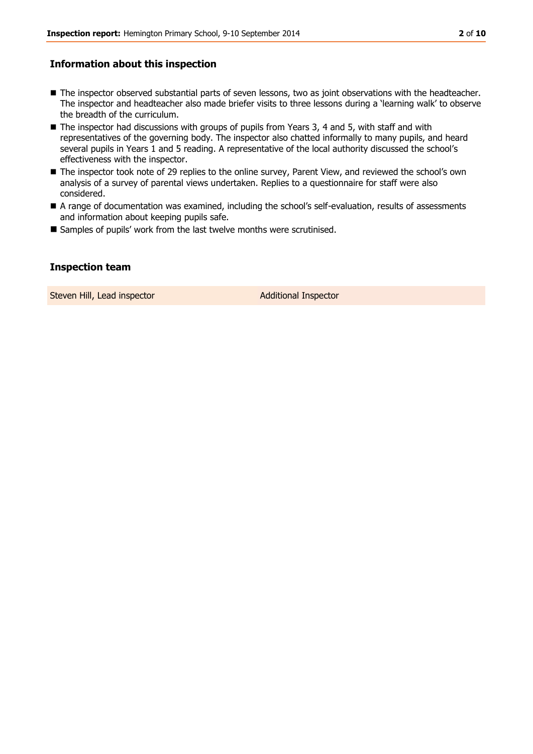## Information about this inspection

- The inspector observed substantial parts of seven lessons, two as joint observations with the headteacher. The inspector and headteacher also made briefer visits to three lessons during a 'learning walk' to observe the breadth of the curriculum.
- The inspector had discussions with groups of pupils from Years 3, 4 and 5, with staff and with representatives of the governing body. The inspector also chatted informally to many pupils, and heard several pupils in Years 1 and 5 reading. A representative of the local authority discussed the school's effectiveness with the inspector.
- The inspector took note of 29 replies to the online survey, Parent View, and reviewed the school's own analysis of a survey of parental views undertaken. Replies to a questionnaire for staff were also considered.
- A range of documentation was examined, including the school's self-evaluation, results of assessments and information about keeping pupils safe.
- Samples of pupils' work from the last twelve months were scrutinised.

## Inspection team

| Steven Hill, Lead inspector | Additional Inspector |
| --- | --- |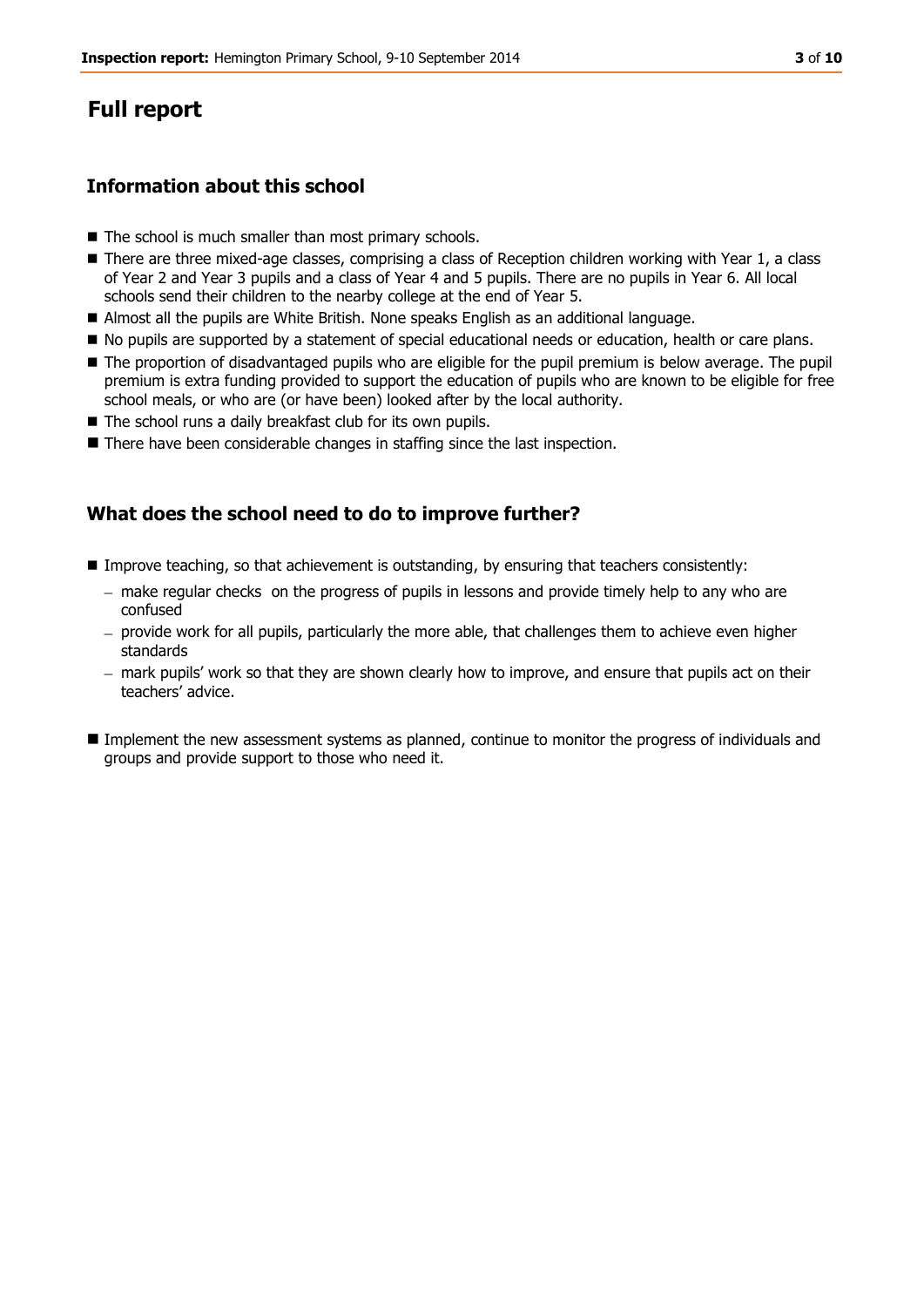# Full report

## Information about this school

- The school is much smaller than most primary schools.
- There are three mixed-age classes, comprising a class of Reception children working with Year 1, a class of Year 2 and Year 3 pupils and a class of Year 4 and 5 pupils. There are no pupils in Year 6. All local schools send their children to the nearby college at the end of Year 5.
- Almost all the pupils are White British. None speaks English as an additional language.
- No pupils are supported by a statement of special educational needs or education, health or care plans.
- The proportion of disadvantaged pupils who are eligible for the pupil premium is below average. The pupil premium is extra funding provided to support the education of pupils who are known to be eligible for free school meals, or who are (or have been) looked after by the local authority.
- The school runs a daily breakfast club for its own pupils.
- There have been considerable changes in staffing since the last inspection.

## What does the school need to do to improve further?

- Improve teaching, so that achievement is outstanding, by ensuring that teachers consistently:
  - make regular checks on the progress of pupils in lessons and provide timely help to any who are confused
  - provide work for all pupils, particularly the more able, that challenges them to achieve even higher standards
  - mark pupils' work so that they are shown clearly how to improve, and ensure that pupils act on their teachers' advice.
- Implement the new assessment systems as planned, continue to monitor the progress of individuals and groups and provide support to those who need it.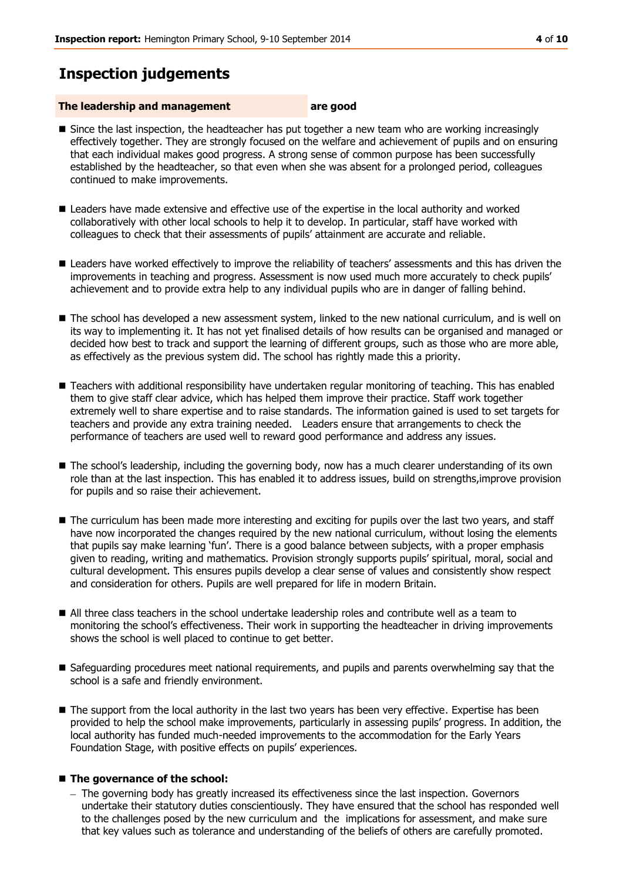# Inspection judgements

**The leadership and management are good**

- Since the last inspection, the headteacher has put together a new team who are working increasingly effectively together. They are strongly focused on the welfare and achievement of pupils and on ensuring that each individual makes good progress. A strong sense of common purpose has been successfully established by the headteacher, so that even when she was absent for a prolonged period, colleagues continued to make improvements.

- Leaders have made extensive and effective use of the expertise in the local authority and worked collaboratively with other local schools to help it to develop. In particular, staff have worked with colleagues to check that their assessments of pupils' attainment are accurate and reliable.

- Leaders have worked effectively to improve the reliability of teachers' assessments and this has driven the improvements in teaching and progress. Assessment is now used much more accurately to check pupils' achievement and to provide extra help to any individual pupils who are in danger of falling behind.

- The school has developed a new assessment system, linked to the new national curriculum, and is well on its way to implementing it. It has not yet finalised details of how results can be organised and managed or decided how best to track and support the learning of different groups, such as those who are more able, as effectively as the previous system did. The school has rightly made this a priority.

- Teachers with additional responsibility have undertaken regular monitoring of teaching. This has enabled them to give staff clear advice, which has helped them improve their practice. Staff work together extremely well to share expertise and to raise standards. The information gained is used to set targets for teachers and provide any extra training needed. Leaders ensure that arrangements to check the performance of teachers are used well to reward good performance and address any issues.

- The school's leadership, including the governing body, now has a much clearer understanding of its own role than at the last inspection. This has enabled it to address issues, build on strengths,improve provision for pupils and so raise their achievement.

- The curriculum has been made more interesting and exciting for pupils over the last two years, and staff have now incorporated the changes required by the new national curriculum, without losing the elements that pupils say make learning 'fun'. There is a good balance between subjects, with a proper emphasis given to reading, writing and mathematics. Provision strongly supports pupils' spiritual, moral, social and cultural development. This ensures pupils develop a clear sense of values and consistently show respect and consideration for others. Pupils are well prepared for life in modern Britain.

- All three class teachers in the school undertake leadership roles and contribute well as a team to monitoring the school's effectiveness. Their work in supporting the headteacher in driving improvements shows the school is well placed to continue to get better.

- Safeguarding procedures meet national requirements, and pupils and parents overwhelming say that the school is a safe and friendly environment.

- The support from the local authority in the last two years has been very effective. Expertise has been provided to help the school make improvements, particularly in assessing pupils' progress. In addition, the local authority has funded much-needed improvements to the accommodation for the Early Years Foundation Stage, with positive effects on pupils' experiences.

- **The governance of the school:**
  - The governing body has greatly increased its effectiveness since the last inspection. Governors undertake their statutory duties conscientiously. They have ensured that the school has responded well to the challenges posed by the new curriculum and the implications for assessment, and make sure that key values such as tolerance and understanding of the beliefs of others are carefully promoted.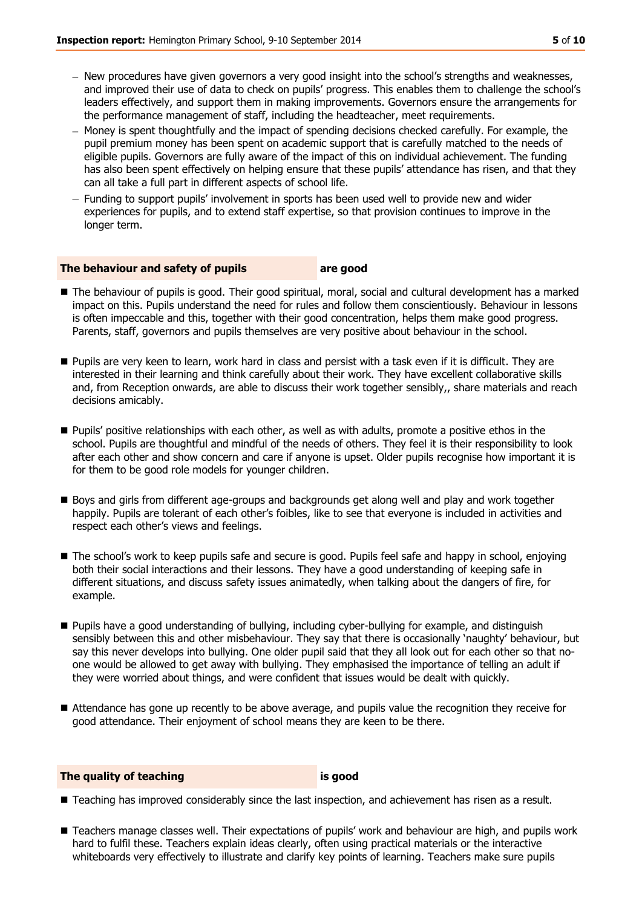- New procedures have given governors a very good insight into the school's strengths and weaknesses, and improved their use of data to check on pupils' progress. This enables them to challenge the school's leaders effectively, and support them in making improvements. Governors ensure the arrangements for the performance management of staff, including the headteacher, meet requirements.
- Money is spent thoughtfully and the impact of spending decisions checked carefully. For example, the pupil premium money has been spent on academic support that is carefully matched to the needs of eligible pupils. Governors are fully aware of the impact of this on individual achievement. The funding has also been spent effectively on helping ensure that these pupils' attendance has risen, and that they can all take a full part in different aspects of school life.
- Funding to support pupils' involvement in sports has been used well to provide new and wider experiences for pupils, and to extend staff expertise, so that provision continues to improve in the longer term.

## The behaviour and safety of pupils — are good

- The behaviour of pupils is good. Their good spiritual, moral, social and cultural development has a marked impact on this. Pupils understand the need for rules and follow them conscientiously. Behaviour in lessons is often impeccable and this, together with their good concentration, helps them make good progress. Parents, staff, governors and pupils themselves are very positive about behaviour in the school.
- Pupils are very keen to learn, work hard in class and persist with a task even if it is difficult. They are interested in their learning and think carefully about their work. They have excellent collaborative skills and, from Reception onwards, are able to discuss their work together sensibly,, share materials and reach decisions amicably.
- Pupils' positive relationships with each other, as well as with adults, promote a positive ethos in the school. Pupils are thoughtful and mindful of the needs of others. They feel it is their responsibility to look after each other and show concern and care if anyone is upset. Older pupils recognise how important it is for them to be good role models for younger children.
- Boys and girls from different age-groups and backgrounds get along well and play and work together happily. Pupils are tolerant of each other's foibles, like to see that everyone is included in activities and respect each other's views and feelings.
- The school's work to keep pupils safe and secure is good. Pupils feel safe and happy in school, enjoying both their social interactions and their lessons. They have a good understanding of keeping safe in different situations, and discuss safety issues animatedly, when talking about the dangers of fire, for example.
- Pupils have a good understanding of bullying, including cyber-bullying for example, and distinguish sensibly between this and other misbehaviour. They say that there is occasionally 'naughty' behaviour, but say this never develops into bullying. One older pupil said that they all look out for each other so that no-one would be allowed to get away with bullying. They emphasised the importance of telling an adult if they were worried about things, and were confident that issues would be dealt with quickly.
- Attendance has gone up recently to be above average, and pupils value the recognition they receive for good attendance. Their enjoyment of school means they are keen to be there.

## The quality of teaching — is good

- Teaching has improved considerably since the last inspection, and achievement has risen as a result.
- Teachers manage classes well. Their expectations of pupils' work and behaviour are high, and pupils work hard to fulfil these. Teachers explain ideas clearly, often using practical materials or the interactive whiteboards very effectively to illustrate and clarify key points of learning. Teachers make sure pupils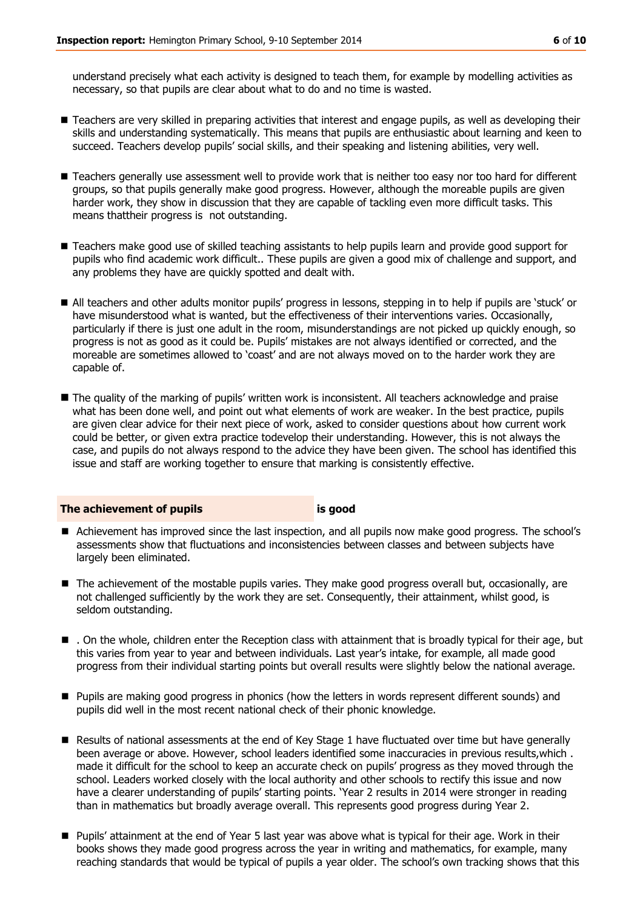understand precisely what each activity is designed to teach them, for example by modelling activities as necessary, so that pupils are clear about what to do and no time is wasted.

- Teachers are very skilled in preparing activities that interest and engage pupils, as well as developing their skills and understanding systematically. This means that pupils are enthusiastic about learning and keen to succeed. Teachers develop pupils' social skills, and their speaking and listening abilities, very well.

- Teachers generally use assessment well to provide work that is neither too easy nor too hard for different groups, so that pupils generally make good progress. However, although the moreable pupils are given harder work, they show in discussion that they are capable of tackling even more difficult tasks. This means thattheir progress is  not outstanding.

- Teachers make good use of skilled teaching assistants to help pupils learn and provide good support for pupils who find academic work difficult.. These pupils are given a good mix of challenge and support, and any problems they have are quickly spotted and dealt with.

- All teachers and other adults monitor pupils' progress in lessons, stepping in to help if pupils are 'stuck' or have misunderstood what is wanted, but the effectiveness of their interventions varies. Occasionally, particularly if there is just one adult in the room, misunderstandings are not picked up quickly enough, so progress is not as good as it could be. Pupils' mistakes are not always identified or corrected, and the moreable are sometimes allowed to 'coast' and are not always moved on to the harder work they are capable of.

- The quality of the marking of pupils' written work is inconsistent. All teachers acknowledge and praise what has been done well, and point out what elements of work are weaker. In the best practice, pupils are given clear advice for their next piece of work, asked to consider questions about how current work could be better, or given extra practice todevelop their understanding. However, this is not always the case, and pupils do not always respond to the advice they have been given. The school has identified this issue and staff are working together to ensure that marking is consistently effective.

## The achievement of pupils — is good

- Achievement has improved since the last inspection, and all pupils now make good progress. The school's assessments show that fluctuations and inconsistencies between classes and between subjects have largely been eliminated.

- The achievement of the mostable pupils varies. They make good progress overall but, occasionally, are not challenged sufficiently by the work they are set. Consequently, their attainment, whilst good, is seldom outstanding.

- . On the whole, children enter the Reception class with attainment that is broadly typical for their age, but this varies from year to year and between individuals. Last year's intake, for example, all made good progress from their individual starting points but overall results were slightly below the national average.

- Pupils are making good progress in phonics (how the letters in words represent different sounds) and pupils did well in the most recent national check of their phonic knowledge.

- Results of national assessments at the end of Key Stage 1 have fluctuated over time but have generally been average or above. However, school leaders identified some inaccuracies in previous results,which . made it difficult for the school to keep an accurate check on pupils' progress as they moved through the school. Leaders worked closely with the local authority and other schools to rectify this issue and now have a clearer understanding of pupils' starting points. 'Year 2 results in 2014 were stronger in reading than in mathematics but broadly average overall. This represents good progress during Year 2.

- Pupils' attainment at the end of Year 5 last year was above what is typical for their age. Work in their books shows they made good progress across the year in writing and mathematics, for example, many reaching standards that would be typical of pupils a year older. The school's own tracking shows that this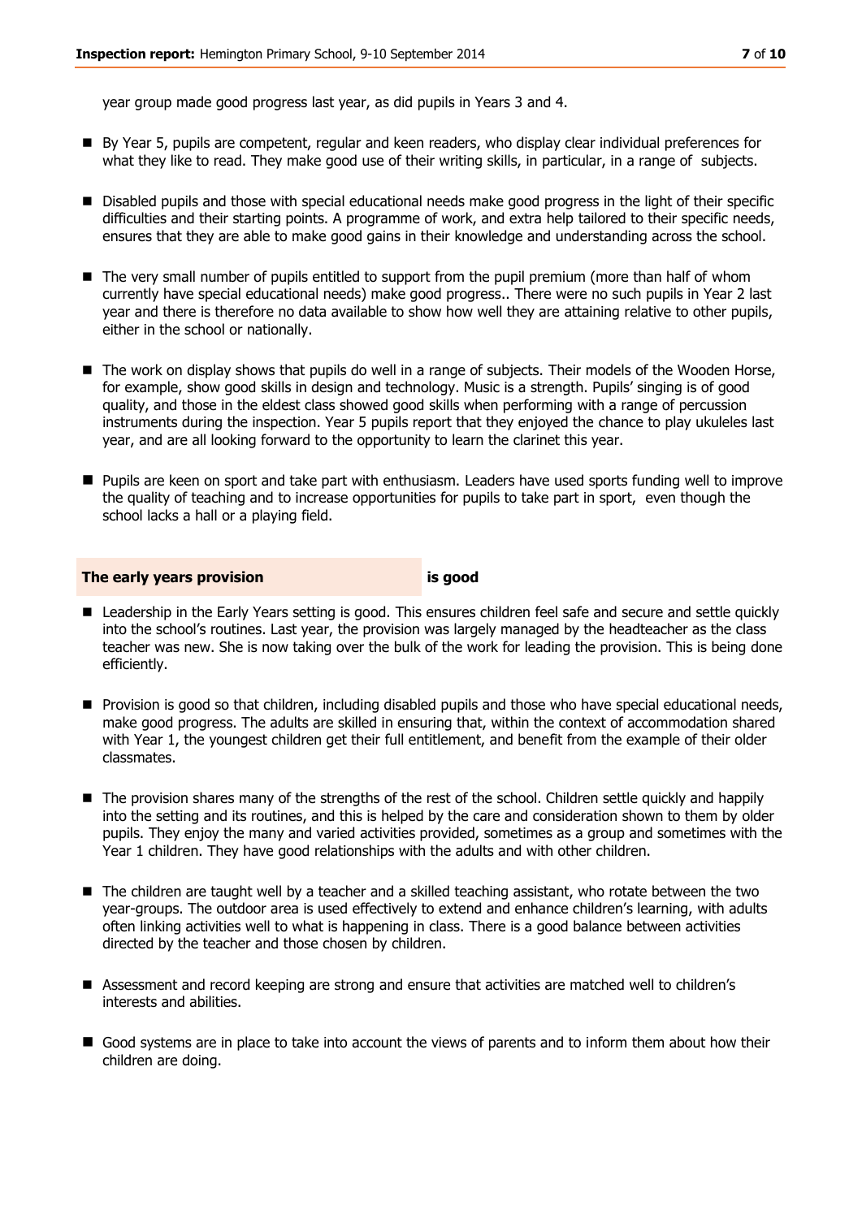year group made good progress last year, as did pupils in Years 3 and 4.

- By Year 5, pupils are competent, regular and keen readers, who display clear individual preferences for what they like to read. They make good use of their writing skills, in particular, in a range of subjects.
- Disabled pupils and those with special educational needs make good progress in the light of their specific difficulties and their starting points. A programme of work, and extra help tailored to their specific needs, ensures that they are able to make good gains in their knowledge and understanding across the school.
- The very small number of pupils entitled to support from the pupil premium (more than half of whom currently have special educational needs) make good progress.. There were no such pupils in Year 2 last year and there is therefore no data available to show how well they are attaining relative to other pupils, either in the school or nationally.
- The work on display shows that pupils do well in a range of subjects. Their models of the Wooden Horse, for example, show good skills in design and technology. Music is a strength. Pupils' singing is of good quality, and those in the eldest class showed good skills when performing with a range of percussion instruments during the inspection. Year 5 pupils report that they enjoyed the chance to play ukuleles last year, and are all looking forward to the opportunity to learn the clarinet this year.
- Pupils are keen on sport and take part with enthusiasm. Leaders have used sports funding well to improve the quality of teaching and to increase opportunities for pupils to take part in sport, even though the school lacks a hall or a playing field.

## The early years provision is good

- Leadership in the Early Years setting is good. This ensures children feel safe and secure and settle quickly into the school's routines. Last year, the provision was largely managed by the headteacher as the class teacher was new. She is now taking over the bulk of the work for leading the provision. This is being done efficiently.
- Provision is good so that children, including disabled pupils and those who have special educational needs, make good progress. The adults are skilled in ensuring that, within the context of accommodation shared with Year 1, the youngest children get their full entitlement, and benefit from the example of their older classmates.
- The provision shares many of the strengths of the rest of the school. Children settle quickly and happily into the setting and its routines, and this is helped by the care and consideration shown to them by older pupils. They enjoy the many and varied activities provided, sometimes as a group and sometimes with the Year 1 children. They have good relationships with the adults and with other children.
- The children are taught well by a teacher and a skilled teaching assistant, who rotate between the two year-groups. The outdoor area is used effectively to extend and enhance children's learning, with adults often linking activities well to what is happening in class. There is a good balance between activities directed by the teacher and those chosen by children.
- Assessment and record keeping are strong and ensure that activities are matched well to children's interests and abilities.
- Good systems are in place to take into account the views of parents and to inform them about how their children are doing.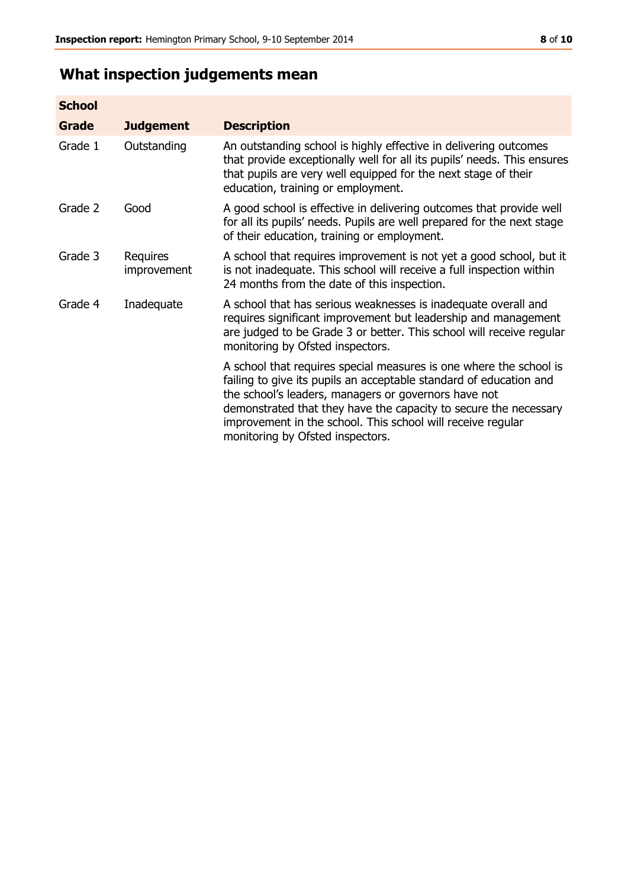# What inspection judgements mean

| School | | |
|---|---|---|
| **Grade** | **Judgement** | **Description** |
| Grade 1 | Outstanding | An outstanding school is highly effective in delivering outcomes that provide exceptionally well for all its pupils' needs. This ensures that pupils are very well equipped for the next stage of their education, training or employment. |
| Grade 2 | Good | A good school is effective in delivering outcomes that provide well for all its pupils' needs. Pupils are well prepared for the next stage of their education, training or employment. |
| Grade 3 | Requires improvement | A school that requires improvement is not yet a good school, but it is not inadequate. This school will receive a full inspection within 24 months from the date of this inspection. |
| Grade 4 | Inadequate | A school that has serious weaknesses is inadequate overall and requires significant improvement but leadership and management are judged to be Grade 3 or better. This school will receive regular monitoring by Ofsted inspectors. |
| | | A school that requires special measures is one where the school is failing to give its pupils an acceptable standard of education and the school's leaders, managers or governors have not demonstrated that they have the capacity to secure the necessary improvement in the school. This school will receive regular monitoring by Ofsted inspectors. |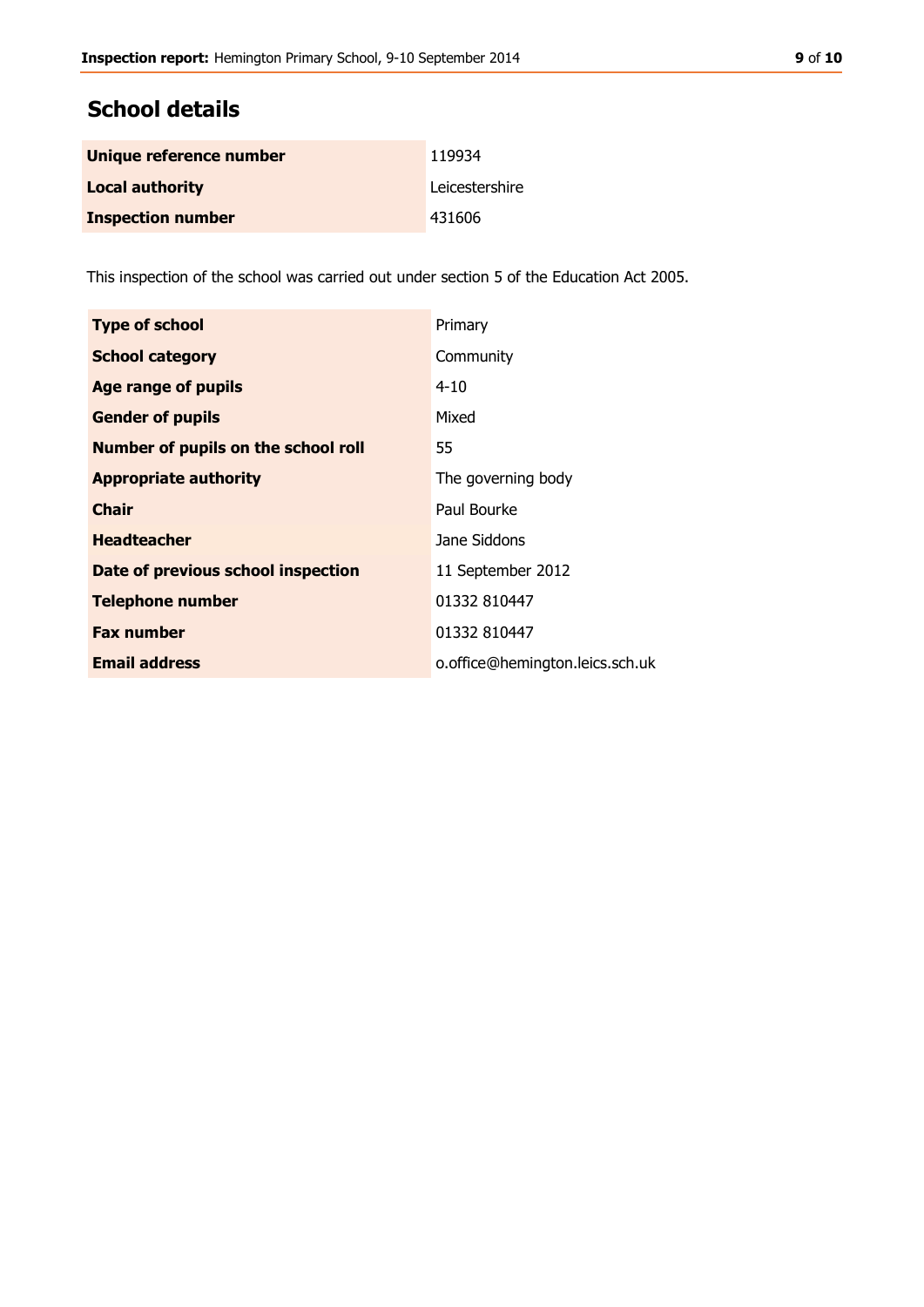## School details

| | |
|---|---|
| **Unique reference number** | 119934 |
| **Local authority** | Leicestershire |
| **Inspection number** | 431606 |

This inspection of the school was carried out under section 5 of the Education Act 2005.

| | |
|---|---|
| **Type of school** | Primary |
| **School category** | Community |
| **Age range of pupils** | 4-10 |
| **Gender of pupils** | Mixed |
| **Number of pupils on the school roll** | 55 |
| **Appropriate authority** | The governing body |
| **Chair** | Paul Bourke |
| **Headteacher** | Jane Siddons |
| **Date of previous school inspection** | 11 September 2012 |
| **Telephone number** | 01332 810447 |
| **Fax number** | 01332 810447 |
| **Email address** | o.office@hemington.leics.sch.uk |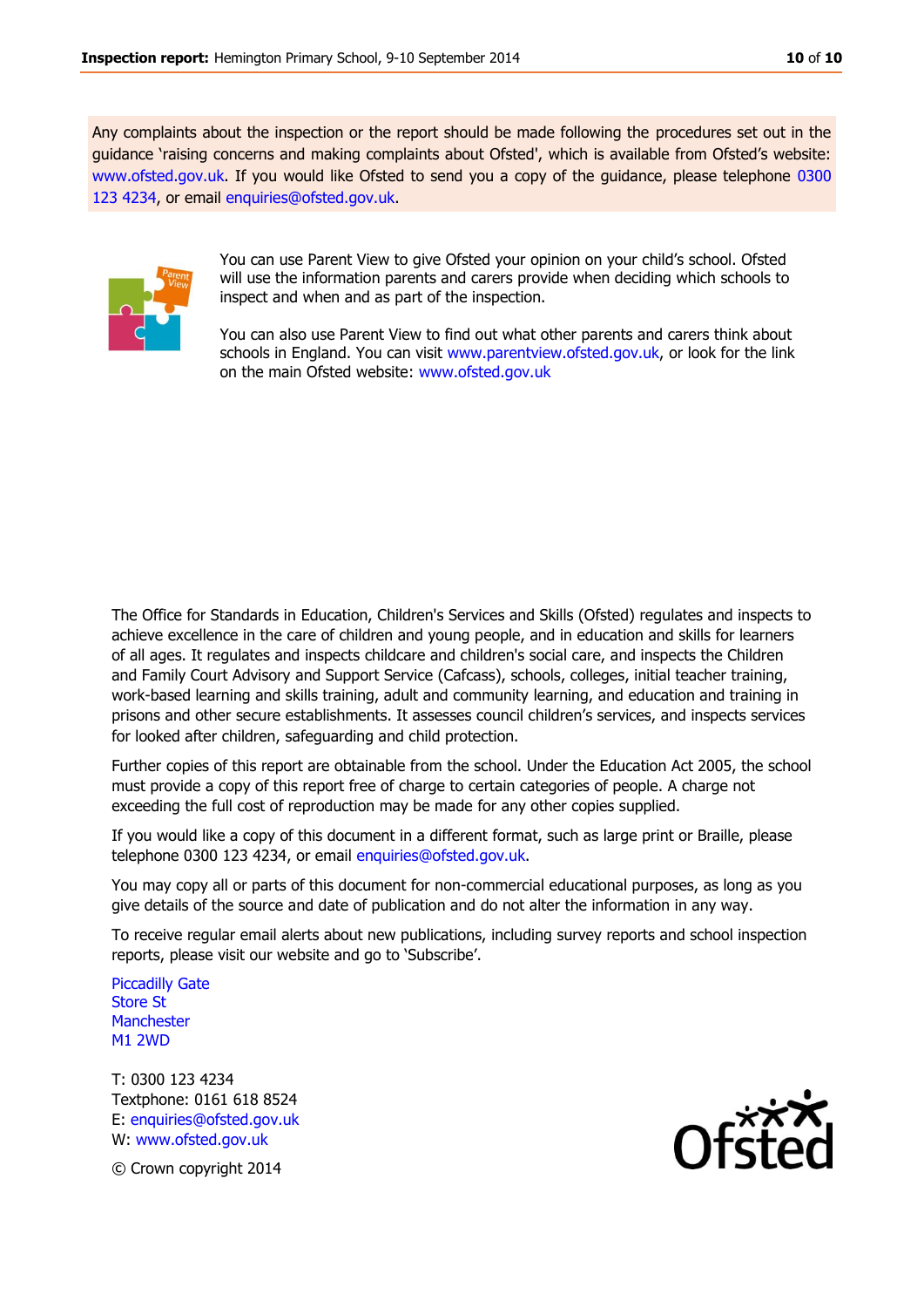Any complaints about the inspection or the report should be made following the procedures set out in the guidance 'raising concerns and making complaints about Ofsted', which is available from Ofsted's website: www.ofsted.gov.uk. If you would like Ofsted to send you a copy of the guidance, please telephone 0300 123 4234, or email enquiries@ofsted.gov.uk.

You can use Parent View to give Ofsted your opinion on your child's school. Ofsted will use the information parents and carers provide when deciding which schools to inspect and when and as part of the inspection.

You can also use Parent View to find out what other parents and carers think about schools in England. You can visit www.parentview.ofsted.gov.uk, or look for the link on the main Ofsted website: www.ofsted.gov.uk

The Office for Standards in Education, Children's Services and Skills (Ofsted) regulates and inspects to achieve excellence in the care of children and young people, and in education and skills for learners of all ages. It regulates and inspects childcare and children's social care, and inspects the Children and Family Court Advisory and Support Service (Cafcass), schools, colleges, initial teacher training, work-based learning and skills training, adult and community learning, and education and training in prisons and other secure establishments. It assesses council children's services, and inspects services for looked after children, safeguarding and child protection.

Further copies of this report are obtainable from the school. Under the Education Act 2005, the school must provide a copy of this report free of charge to certain categories of people. A charge not exceeding the full cost of reproduction may be made for any other copies supplied.

If you would like a copy of this document in a different format, such as large print or Braille, please telephone 0300 123 4234, or email enquiries@ofsted.gov.uk.

You may copy all or parts of this document for non-commercial educational purposes, as long as you give details of the source and date of publication and do not alter the information in any way.

To receive regular email alerts about new publications, including survey reports and school inspection reports, please visit our website and go to 'Subscribe'.

Piccadilly Gate
Store St
Manchester
M1 2WD

T: 0300 123 4234
Textphone: 0161 618 8524
E: enquiries@ofsted.gov.uk
W: www.ofsted.gov.uk

© Crown copyright 2014